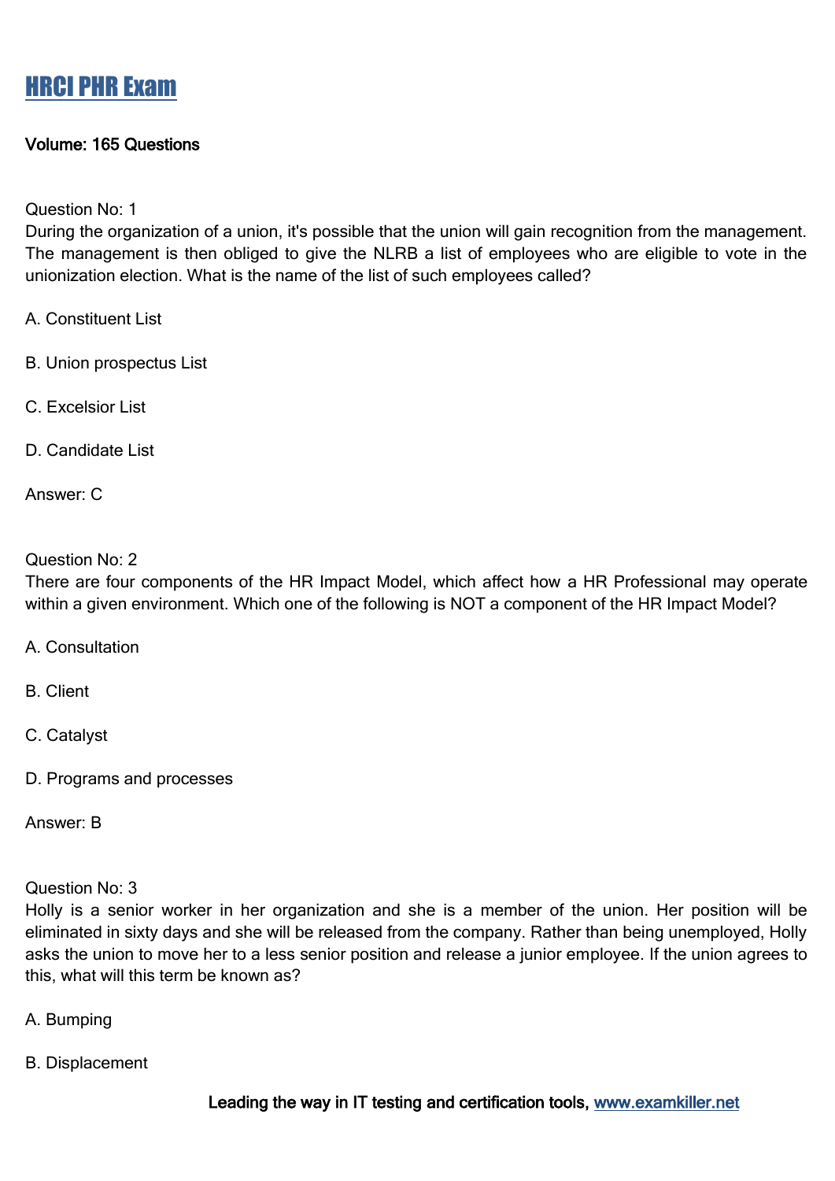# HRCI PHR Exam

**Volume: 165 Questions**

Question No: 1
During the organization of a union, it's possible that the union will gain recognition from the management. The management is then obliged to give the NLRB a list of employees who are eligible to vote in the unionization election. What is the name of the list of such employees called?

A. Constituent List

B. Union prospectus List

C. Excelsior List

D. Candidate List

Answer: C

Question No: 2
There are four components of the HR Impact Model, which affect how a HR Professional may operate within a given environment. Which one of the following is NOT a component of the HR Impact Model?

A. Consultation

B. Client

C. Catalyst

D. Programs and processes

Answer: B

Question No: 3
Holly is a senior worker in her organization and she is a member of the union. Her position will be eliminated in sixty days and she will be released from the company. Rather than being unemployed, Holly asks the union to move her to a less senior position and release a junior employee. If the union agrees to this, what will this term be known as?

A. Bumping

B. Displacement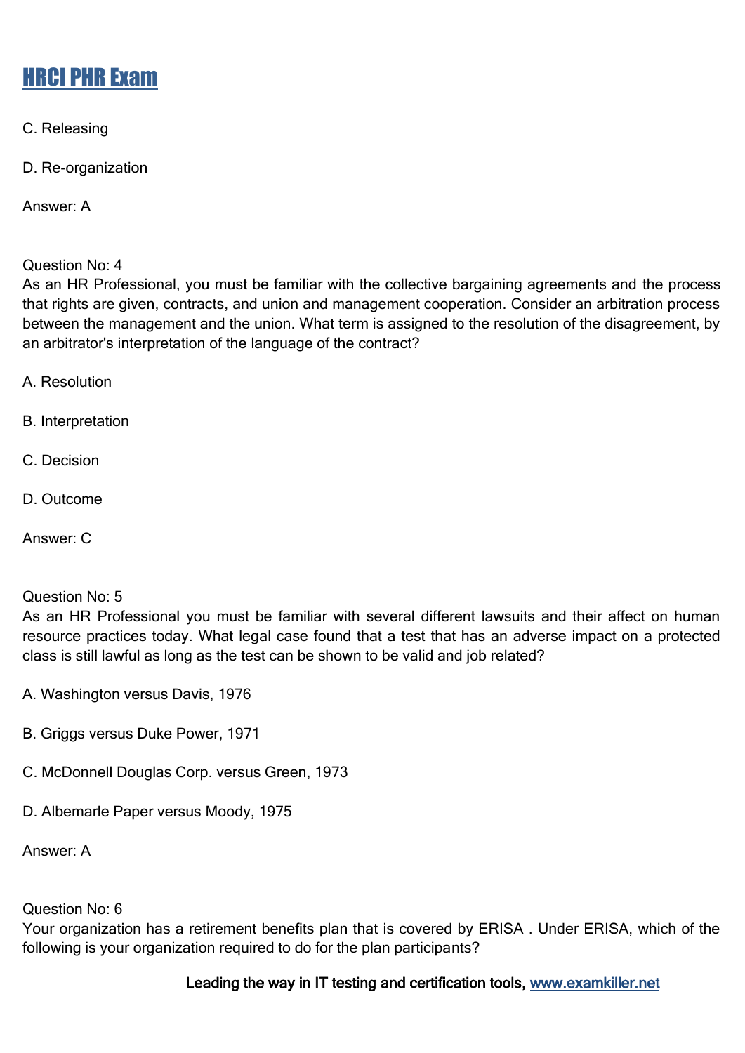C. Releasing

D. Re-organization

Answer: A

Question No: 4
As an HR Professional, you must be familiar with the collective bargaining agreements and the process that rights are given, contracts, and union and management cooperation. Consider an arbitration process between the management and the union. What term is assigned to the resolution of the disagreement, by an arbitrator's interpretation of the language of the contract?

A. Resolution

B. Interpretation

C. Decision

D. Outcome

Answer: C

Question No: 5
As an HR Professional you must be familiar with several different lawsuits and their affect on human resource practices today. What legal case found that a test that has an adverse impact on a protected class is still lawful as long as the test can be shown to be valid and job related?

A. Washington versus Davis, 1976

B. Griggs versus Duke Power, 1971

C. McDonnell Douglas Corp. versus Green, 1973

D. Albemarle Paper versus Moody, 1975

Answer: A

Question No: 6
Your organization has a retirement benefits plan that is covered by ERISA . Under ERISA, which of the following is your organization required to do for the plan participants?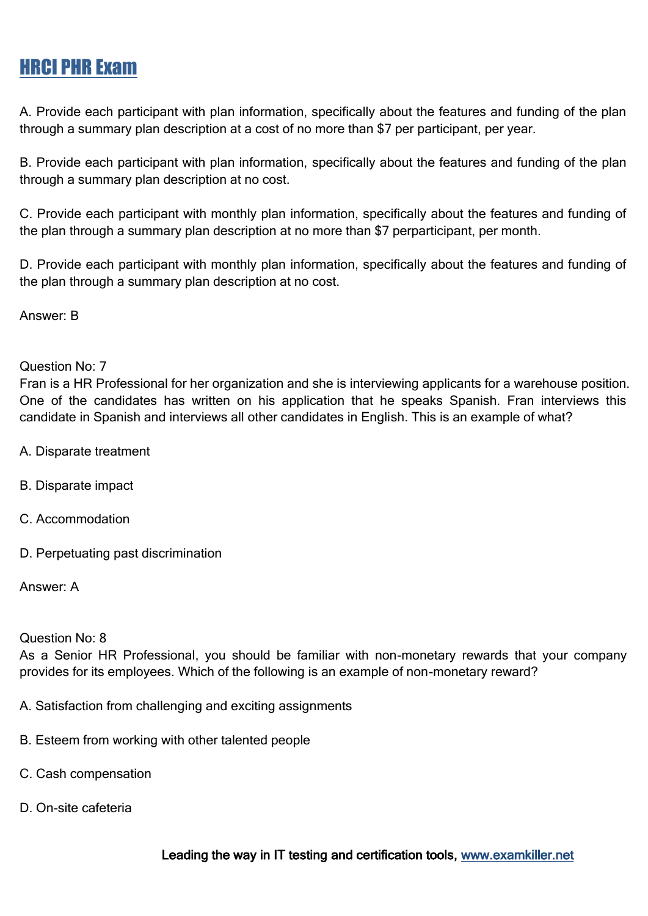A. Provide each participant with plan information, specifically about the features and funding of the plan through a summary plan description at a cost of no more than $7 per participant, per year.

B. Provide each participant with plan information, specifically about the features and funding of the plan through a summary plan description at no cost.

C. Provide each participant with monthly plan information, specifically about the features and funding of the plan through a summary plan description at no more than $7 perparticipant, per month.

D. Provide each participant with monthly plan information, specifically about the features and funding of the plan through a summary plan description at no cost.

Answer: B

Question No: 7
Fran is a HR Professional for her organization and she is interviewing applicants for a warehouse position. One of the candidates has written on his application that he speaks Spanish. Fran interviews this candidate in Spanish and interviews all other candidates in English. This is an example of what?

A. Disparate treatment

B. Disparate impact

C. Accommodation

D. Perpetuating past discrimination

Answer: A

Question No: 8
As a Senior HR Professional, you should be familiar with non-monetary rewards that your company provides for its employees. Which of the following is an example of non-monetary reward?

A. Satisfaction from challenging and exciting assignments

B. Esteem from working with other talented people

C. Cash compensation

D. On-site cafeteria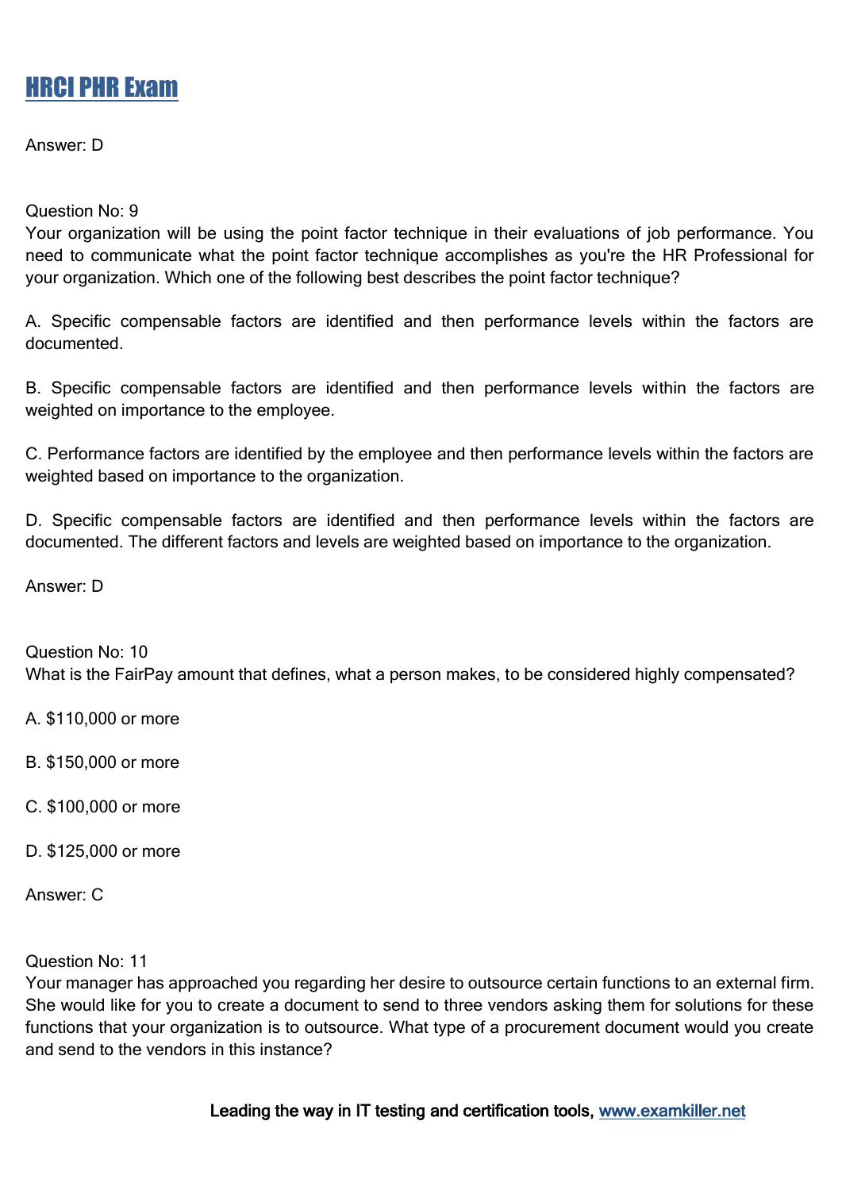Answer: D

Question No: 9

Your organization will be using the point factor technique in their evaluations of job performance. You need to communicate what the point factor technique accomplishes as you're the HR Professional for your organization. Which one of the following best describes the point factor technique?

A. Specific compensable factors are identified and then performance levels within the factors are documented.

B. Specific compensable factors are identified and then performance levels within the factors are weighted on importance to the employee.

C. Performance factors are identified by the employee and then performance levels within the factors are weighted based on importance to the organization.

D. Specific compensable factors are identified and then performance levels within the factors are documented. The different factors and levels are weighted based on importance to the organization.

Answer: D

Question No: 10

What is the FairPay amount that defines, what a person makes, to be considered highly compensated?

A. $110,000 or more

B. $150,000 or more

C. $100,000 or more

D. $125,000 or more

Answer: C

Question No: 11

Your manager has approached you regarding her desire to outsource certain functions to an external firm. She would like for you to create a document to send to three vendors asking them for solutions for these functions that your organization is to outsource. What type of a procurement document would you create and send to the vendors in this instance?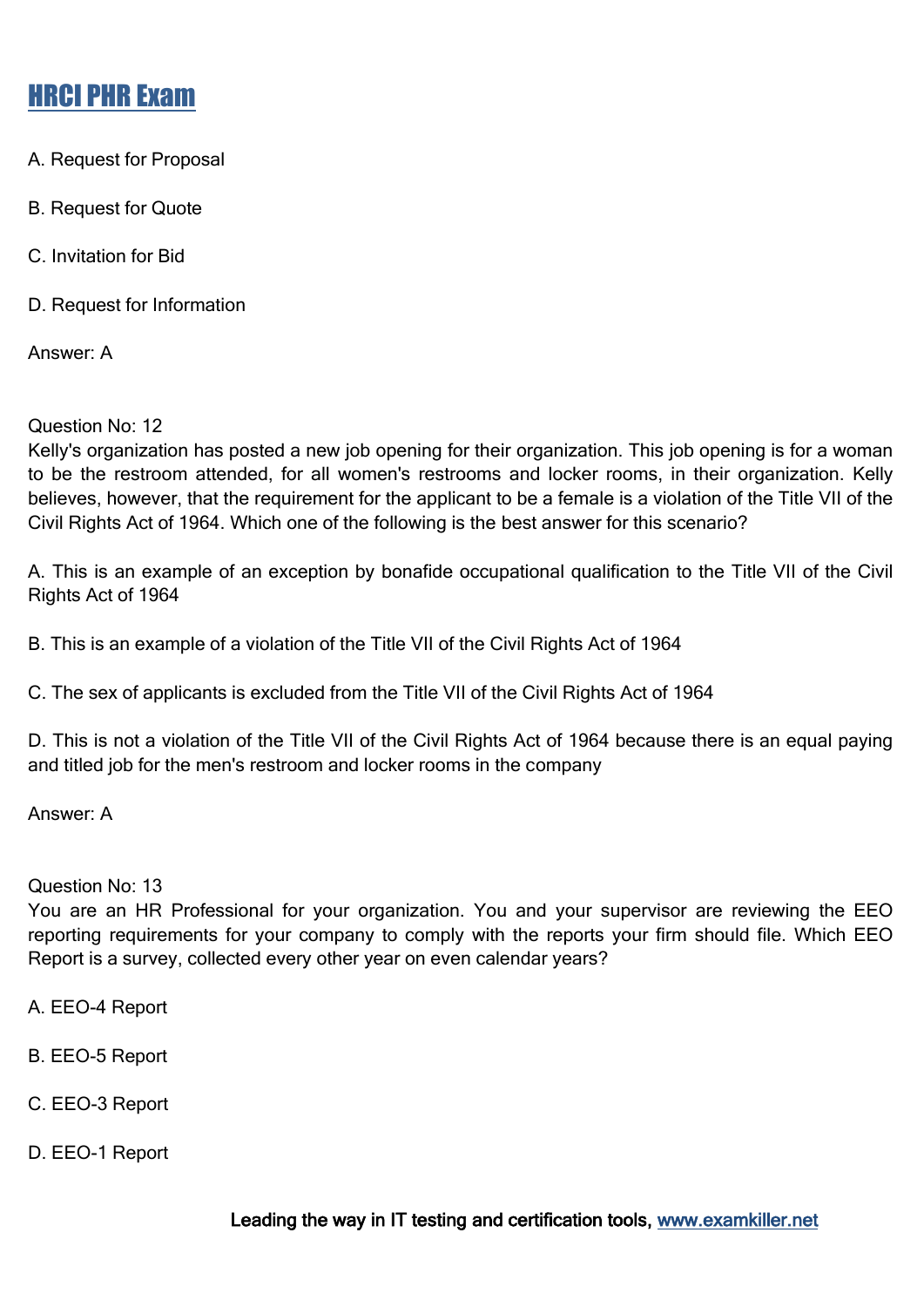A. Request for Proposal

B. Request for Quote

C. Invitation for Bid

D. Request for Information

Answer: A

Question No: 12
Kelly's organization has posted a new job opening for their organization. This job opening is for a woman to be the restroom attended, for all women's restrooms and locker rooms, in their organization. Kelly believes, however, that the requirement for the applicant to be a female is a violation of the Title VII of the Civil Rights Act of 1964. Which one of the following is the best answer for this scenario?

A. This is an example of an exception by bonafide occupational qualification to the Title VII of the Civil Rights Act of 1964

B. This is an example of a violation of the Title VII of the Civil Rights Act of 1964

C. The sex of applicants is excluded from the Title VII of the Civil Rights Act of 1964

D. This is not a violation of the Title VII of the Civil Rights Act of 1964 because there is an equal paying and titled job for the men's restroom and locker rooms in the company

Answer: A

Question No: 13
You are an HR Professional for your organization. You and your supervisor are reviewing the EEO reporting requirements for your company to comply with the reports your firm should file. Which EEO Report is a survey, collected every other year on even calendar years?

A. EEO-4 Report

B. EEO-5 Report

C. EEO-3 Report

D. EEO-1 Report